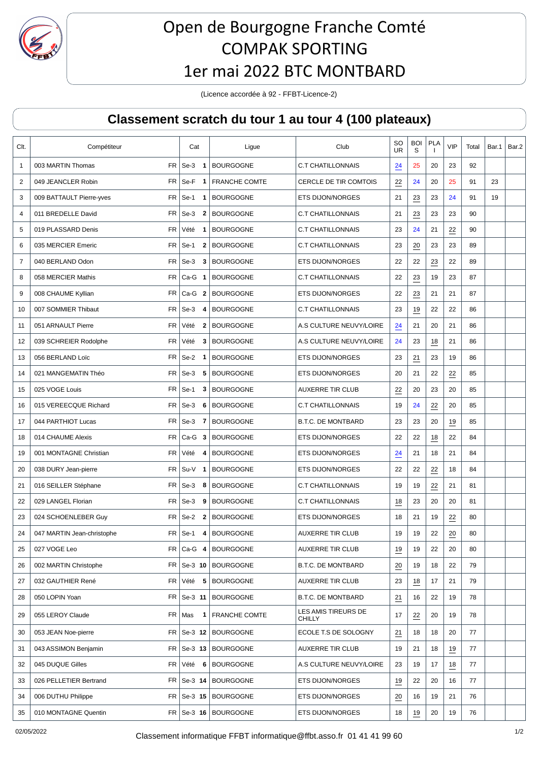# Open de Bourgogne Franche Comté
# COMPAK SPORTING
# 1er mai 2022 BTC MONTBARD

(Licence accordée à 92 - FFBT-Licence-2)

## Classement scratch du tour 1 au tour 4 (100 plateaux)

| Clt. | Compétiteur | | Cat | | Ligue | Club | SOUR | BOIS | PLAI | VIP | Total | Bar.1 | Bar.2 |
|---|---|---|---|---|---|---|---|---|---|---|---|---|---|
| 1 | 003 MARTIN Thomas | FR | Se-3 | 1 | BOURGOGNE | C.T CHATILLONNAIS | 24 | 25 | 20 | 23 | 92 | | |
| 2 | 049 JEANCLER Robin | FR | Se-F | 1 | FRANCHE COMTE | CERCLE DE TIR COMTOIS | 22 | 24 | 20 | 25 | 91 | 23 | |
| 3 | 009 BATTAULT Pierre-yves | FR | Se-1 | 1 | BOURGOGNE | ETS DIJON/NORGES | 21 | 23 | 23 | 24 | 91 | 19 | |
| 4 | 011 BREDELLE David | FR | Se-3 | 2 | BOURGOGNE | C.T CHATILLONNAIS | 21 | 23 | 23 | 23 | 90 | | |
| 5 | 019 PLASSARD Denis | FR | Vété | 1 | BOURGOGNE | C.T CHATILLONNAIS | 23 | 24 | 21 | 22 | 90 | | |
| 6 | 035 MERCIER Emeric | FR | Se-1 | 2 | BOURGOGNE | C.T CHATILLONNAIS | 23 | 20 | 23 | 23 | 89 | | |
| 7 | 040 BERLAND Odon | FR | Se-3 | 3 | BOURGOGNE | ETS DIJON/NORGES | 22 | 22 | 23 | 22 | 89 | | |
| 8 | 058 MERCIER Mathis | FR | Ca-G | 1 | BOURGOGNE | C.T CHATILLONNAIS | 22 | 23 | 19 | 23 | 87 | | |
| 9 | 008 CHAUME Kyllian | FR | Ca-G | 2 | BOURGOGNE | ETS DIJON/NORGES | 22 | 23 | 21 | 21 | 87 | | |
| 10 | 007 SOMMIER Thibaut | FR | Se-3 | 4 | BOURGOGNE | C.T CHATILLONNAIS | 23 | 19 | 22 | 22 | 86 | | |
| 11 | 051 ARNAULT Pierre | FR | Vété | 2 | BOURGOGNE | A.S CULTURE NEUVY/LOIRE | 24 | 21 | 20 | 21 | 86 | | |
| 12 | 039 SCHREIER Rodolphe | FR | Vété | 3 | BOURGOGNE | A.S CULTURE NEUVY/LOIRE | 24 | 23 | 18 | 21 | 86 | | |
| 13 | 056 BERLAND Loïc | FR | Se-2 | 1 | BOURGOGNE | ETS DIJON/NORGES | 23 | 21 | 23 | 19 | 86 | | |
| 14 | 021 MANGEMATIN Théo | FR | Se-3 | 5 | BOURGOGNE | ETS DIJON/NORGES | 20 | 21 | 22 | 22 | 85 | | |
| 15 | 025 VOGE Louis | FR | Se-1 | 3 | BOURGOGNE | AUXERRE TIR CLUB | 22 | 20 | 23 | 20 | 85 | | |
| 16 | 015 VEREECQUE Richard | FR | Se-3 | 6 | BOURGOGNE | C.T CHATILLONNAIS | 19 | 24 | 22 | 20 | 85 | | |
| 17 | 044 PARTHIOT Lucas | FR | Se-3 | 7 | BOURGOGNE | B.T.C. DE MONTBARD | 23 | 23 | 20 | 19 | 85 | | |
| 18 | 014 CHAUME Alexis | FR | Ca-G | 3 | BOURGOGNE | ETS DIJON/NORGES | 22 | 22 | 18 | 22 | 84 | | |
| 19 | 001 MONTAGNE Christian | FR | Vété | 4 | BOURGOGNE | ETS DIJON/NORGES | 24 | 21 | 18 | 21 | 84 | | |
| 20 | 038 DURY Jean-pierre | FR | Su-V | 1 | BOURGOGNE | ETS DIJON/NORGES | 22 | 22 | 22 | 18 | 84 | | |
| 21 | 016 SEILLER Stéphane | FR | Se-3 | 8 | BOURGOGNE | C.T CHATILLONNAIS | 19 | 19 | 22 | 21 | 81 | | |
| 22 | 029 LANGEL Florian | FR | Se-3 | 9 | BOURGOGNE | C.T CHATILLONNAIS | 18 | 23 | 20 | 20 | 81 | | |
| 23 | 024 SCHOENLEBER Guy | FR | Se-2 | 2 | BOURGOGNE | ETS DIJON/NORGES | 18 | 21 | 19 | 22 | 80 | | |
| 24 | 047 MARTIN Jean-christophe | FR | Se-1 | 4 | BOURGOGNE | AUXERRE TIR CLUB | 19 | 19 | 22 | 20 | 80 | | |
| 25 | 027 VOGE Leo | FR | Ca-G | 4 | BOURGOGNE | AUXERRE TIR CLUB | 19 | 19 | 22 | 20 | 80 | | |
| 26 | 002 MARTIN Christophe | FR | Se-3 | 10 | BOURGOGNE | B.T.C. DE MONTBARD | 20 | 19 | 18 | 22 | 79 | | |
| 27 | 032 GAUTHIER René | FR | Vété | 5 | BOURGOGNE | AUXERRE TIR CLUB | 23 | 18 | 17 | 21 | 79 | | |
| 28 | 050 LOPIN Yoan | FR | Se-3 | 11 | BOURGOGNE | B.T.C. DE MONTBARD | 21 | 16 | 22 | 19 | 78 | | |
| 29 | 055 LEROY Claude | FR | Mas | 1 | FRANCHE COMTE | LES AMIS TIREURS DE CHILLY | 17 | 22 | 20 | 19 | 78 | | |
| 30 | 053 JEAN Noe-pierre | FR | Se-3 | 12 | BOURGOGNE | ECOLE T.S DE SOLOGNY | 21 | 18 | 18 | 20 | 77 | | |
| 31 | 043 ASSIMON Benjamin | FR | Se-3 | 13 | BOURGOGNE | AUXERRE TIR CLUB | 19 | 21 | 18 | 19 | 77 | | |
| 32 | 045 DUQUE Gilles | FR | Vété | 6 | BOURGOGNE | A.S CULTURE NEUVY/LOIRE | 23 | 19 | 17 | 18 | 77 | | |
| 33 | 026 PELLETIER Bertrand | FR | Se-3 | 14 | BOURGOGNE | ETS DIJON/NORGES | 19 | 22 | 20 | 16 | 77 | | |
| 34 | 006 DUTHU Philippe | FR | Se-3 | 15 | BOURGOGNE | ETS DIJON/NORGES | 20 | 16 | 19 | 21 | 76 | | |
| 35 | 010 MONTAGNE Quentin | FR | Se-3 | 16 | BOURGOGNE | ETS DIJON/NORGES | 18 | 19 | 20 | 19 | 76 | | |

02/05/2022

Classement informatique FFBT informatique@ffbt.asso.fr 01 41 41 99 60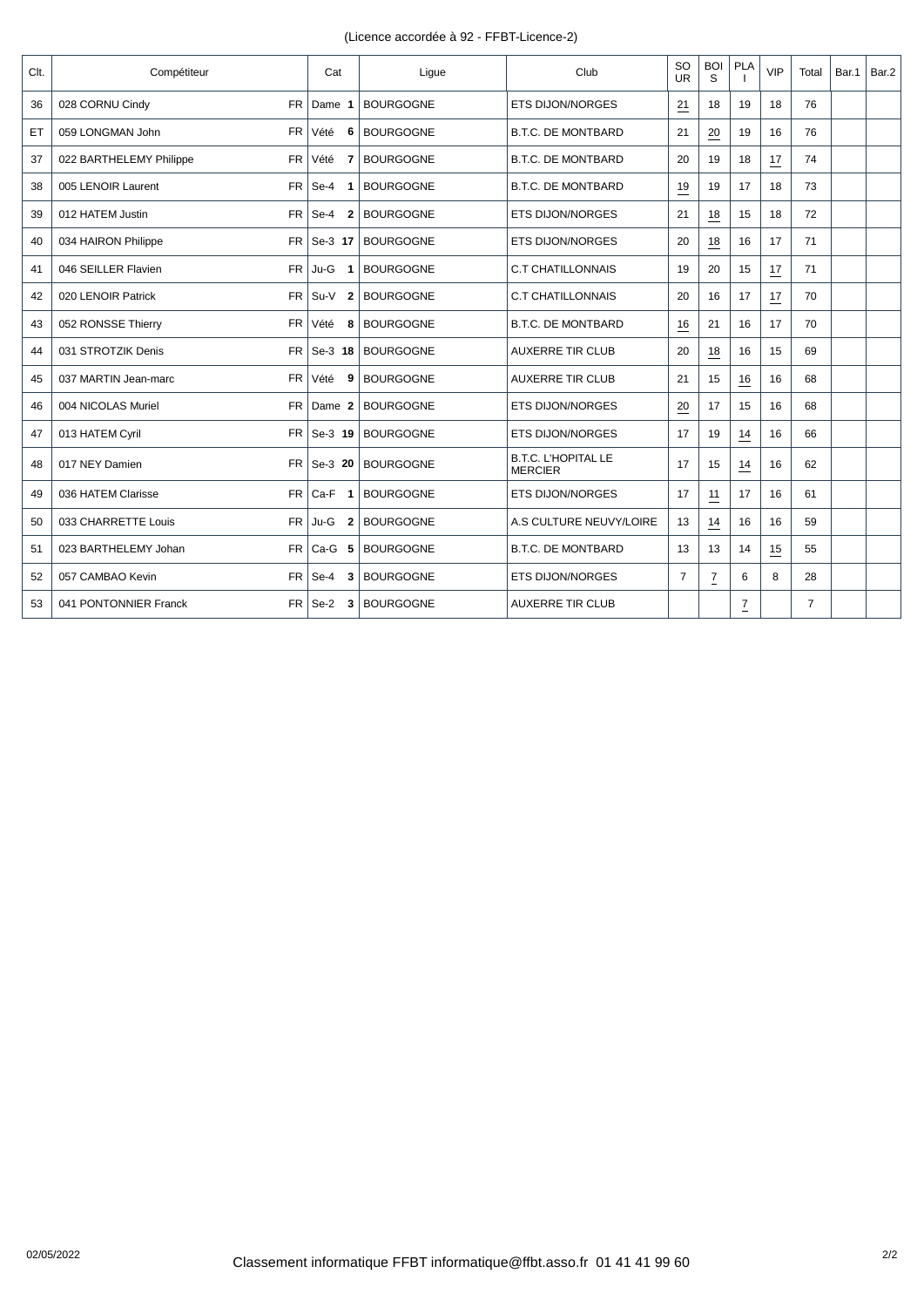(Licence accordée à 92 - FFBT-Licence-2)

| Clt. | Compétiteur | | Cat | Ligue | Club | SOUR | BOIS | PLAI | VIP | Total | Bar.1 | Bar.2 |
|---|---|---|---|---|---|---|---|---|---|---|---|---|
| 36 | 028 CORNU Cindy | FR | Dame **1** | BOURGOGNE | ETS DIJON/NORGES | 21 | 18 | 19 | 18 | 76 | | |
| ET | 059 LONGMAN John | FR | Vété **6** | BOURGOGNE | B.T.C. DE MONTBARD | 21 | 20 | 19 | 16 | 76 | | |
| 37 | 022 BARTHELEMY Philippe | FR | Vété **7** | BOURGOGNE | B.T.C. DE MONTBARD | 20 | 19 | 18 | 17 | 74 | | |
| 38 | 005 LENOIR Laurent | FR | Se-4 **1** | BOURGOGNE | B.T.C. DE MONTBARD | 19 | 19 | 17 | 18 | 73 | | |
| 39 | 012 HATEM Justin | FR | Se-4 **2** | BOURGOGNE | ETS DIJON/NORGES | 21 | 18 | 15 | 18 | 72 | | |
| 40 | 034 HAIRON Philippe | FR | Se-3 **17** | BOURGOGNE | ETS DIJON/NORGES | 20 | 18 | 16 | 17 | 71 | | |
| 41 | 046 SEILLER Flavien | FR | Ju-G **1** | BOURGOGNE | C.T CHATILLONNAIS | 19 | 20 | 15 | 17 | 71 | | |
| 42 | 020 LENOIR Patrick | FR | Su-V **2** | BOURGOGNE | C.T CHATILLONNAIS | 20 | 16 | 17 | 17 | 70 | | |
| 43 | 052 RONSSE Thierry | FR | Vété **8** | BOURGOGNE | B.T.C. DE MONTBARD | 16 | 21 | 16 | 17 | 70 | | |
| 44 | 031 STROTZIK Denis | FR | Se-3 **18** | BOURGOGNE | AUXERRE TIR CLUB | 20 | 18 | 16 | 15 | 69 | | |
| 45 | 037 MARTIN Jean-marc | FR | Vété **9** | BOURGOGNE | AUXERRE TIR CLUB | 21 | 15 | 16 | 16 | 68 | | |
| 46 | 004 NICOLAS Muriel | FR | Dame **2** | BOURGOGNE | ETS DIJON/NORGES | 20 | 17 | 15 | 16 | 68 | | |
| 47 | 013 HATEM Cyril | FR | Se-3 **19** | BOURGOGNE | ETS DIJON/NORGES | 17 | 19 | 14 | 16 | 66 | | |
| 48 | 017 NEY Damien | FR | Se-3 **20** | BOURGOGNE | B.T.C. L'HOPITAL LE MERCIER | 17 | 15 | 14 | 16 | 62 | | |
| 49 | 036 HATEM Clarisse | FR | Ca-F **1** | BOURGOGNE | ETS DIJON/NORGES | 17 | 11 | 17 | 16 | 61 | | |
| 50 | 033 CHARRETTE Louis | FR | Ju-G **2** | BOURGOGNE | A.S CULTURE NEUVY/LOIRE | 13 | 14 | 16 | 16 | 59 | | |
| 51 | 023 BARTHELEMY Johan | FR | Ca-G **5** | BOURGOGNE | B.T.C. DE MONTBARD | 13 | 13 | 14 | 15 | 55 | | |
| 52 | 057 CAMBAO Kevin | FR | Se-4 **3** | BOURGOGNE | ETS DIJON/NORGES | 7 | 7 | 6 | 8 | 28 | | |
| 53 | 041 PONTONNIER Franck | FR | Se-2 **3** | BOURGOGNE | AUXERRE TIR CLUB | | | 7 | | 7 | | |

02/05/2022

Classement informatique FFBT informatique@ffbt.asso.fr 01 41 41 99 60